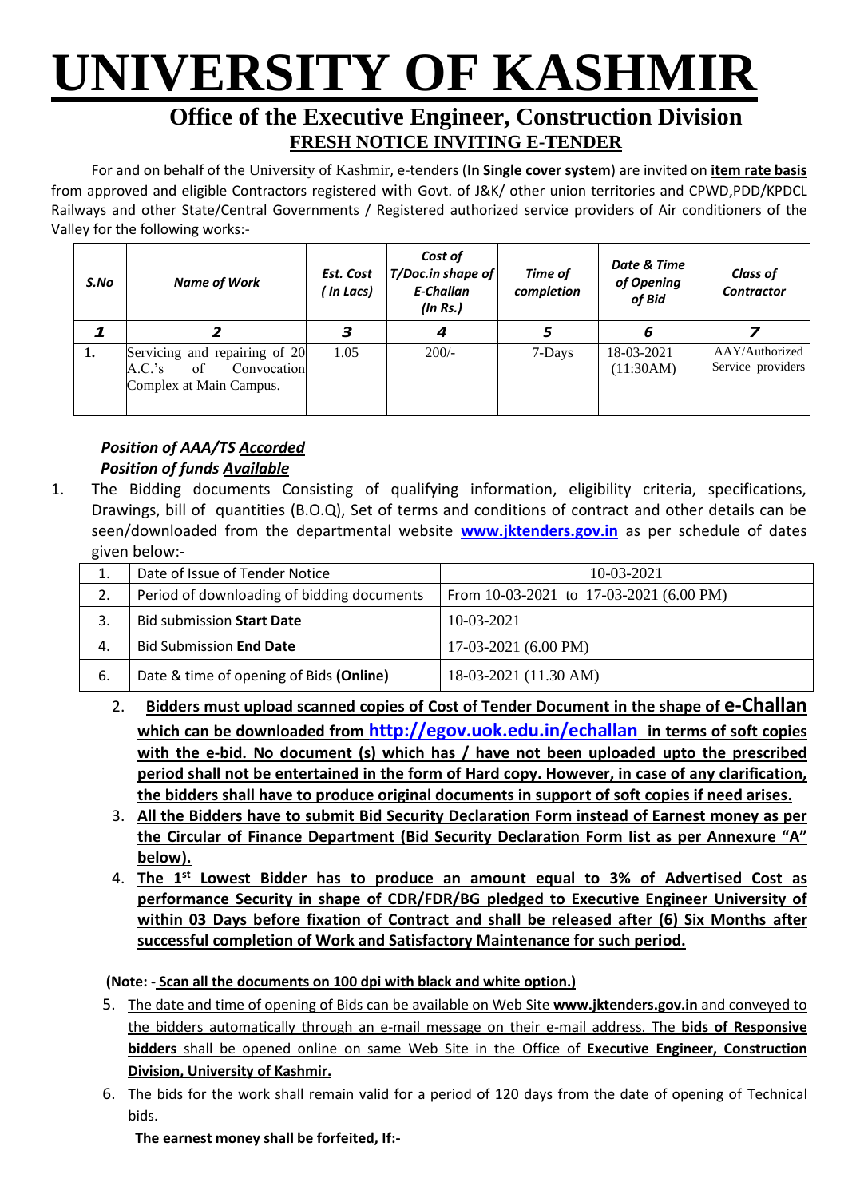# UNIVERSITY OF KASHMIR

## Office of the Executive Engineer, Construction Division

### FRESH NOTICE INVITING E-TENDER

For and on behalf of the University of Kashmir, e-tenders (**In Single cover system**) are invited on **item rate basis** from approved and eligible Contractors registered with Govt. of J&K/ other union territories and CPWD,PDD/KPDCL Railways and other State/Central Governments / Registered authorized service providers of Air conditioners of the Valley for the following works:-

| *S.No* | *Name of Work* | *Est. Cost ( In Lacs)* | *Cost of T/Doc.in shape of E-Challan (In Rs.)* | *Time of completion* | *Date & Time of Opening of Bid* | *Class of Contractor* |
|---|---|---|---|---|---|---|
| *1* | *2* | *3* | *4* | *5* | *6* | *7* |
| **1.** | Servicing and repairing of 20 A.C.'s of Convocation Complex at Main Campus. | 1.05 | 200/- | 7-Days | 18-03-2021 (11:30AM) | AAY/Authorized Service providers |

***Position of AAA/TS Accorded***
***Position of funds Available***

1. The Bidding documents Consisting of qualifying information, eligibility criteria, specifications, Drawings, bill of quantities (B.O.Q), Set of terms and conditions of contract and other details can be seen/downloaded from the departmental website **www.jktenders.gov.in** as per schedule of dates given below:-

| | | |
|---|---|---|
| 1. | Date of Issue of Tender Notice | 10-03-2021 |
| 2. | Period of downloading of bidding documents | From 10-03-2021 to 17-03-2021 (6.00 PM) |
| 3. | Bid submission **Start Date** | 10-03-2021 |
| 4. | Bid Submission **End Date** | 17-03-2021 (6.00 PM) |
| 6. | Date & time of opening of Bids **(Online)** | 18-03-2021 (11.30 AM) |

2. **Bidders must upload scanned copies of Cost of Tender Document in the shape of e-Challan which can be downloaded from http://egov.uok.edu.in/echallan in terms of soft copies with the e-bid. No document (s) which has / have not been uploaded upto the prescribed period shall not be entertained in the form of Hard copy. However, in case of any clarification, the bidders shall have to produce original documents in support of soft copies if need arises.**
3. **All the Bidders have to submit Bid Security Declaration Form instead of Earnest money as per the Circular of Finance Department (Bid Security Declaration Form list as per Annexure "A" below).**
4. **The 1st Lowest Bidder has to produce an amount equal to 3% of Advertised Cost as performance Security in shape of CDR/FDR/BG pledged to Executive Engineer University of within 03 Days before fixation of Contract and shall be released after (6) Six Months after successful completion of Work and Satisfactory Maintenance for such period.**

**(Note: - Scan all the documents on 100 dpi with black and white option.)**

5. The date and time of opening of Bids can be available on Web Site **www.jktenders.gov.in** and conveyed to the bidders automatically through an e-mail message on their e-mail address. The **bids of Responsive bidders** shall be opened online on same Web Site in the Office of **Executive Engineer, Construction Division, University of Kashmir.**
6. The bids for the work shall remain valid for a period of 120 days from the date of opening of Technical bids.

**The earnest money shall be forfeited, If:-**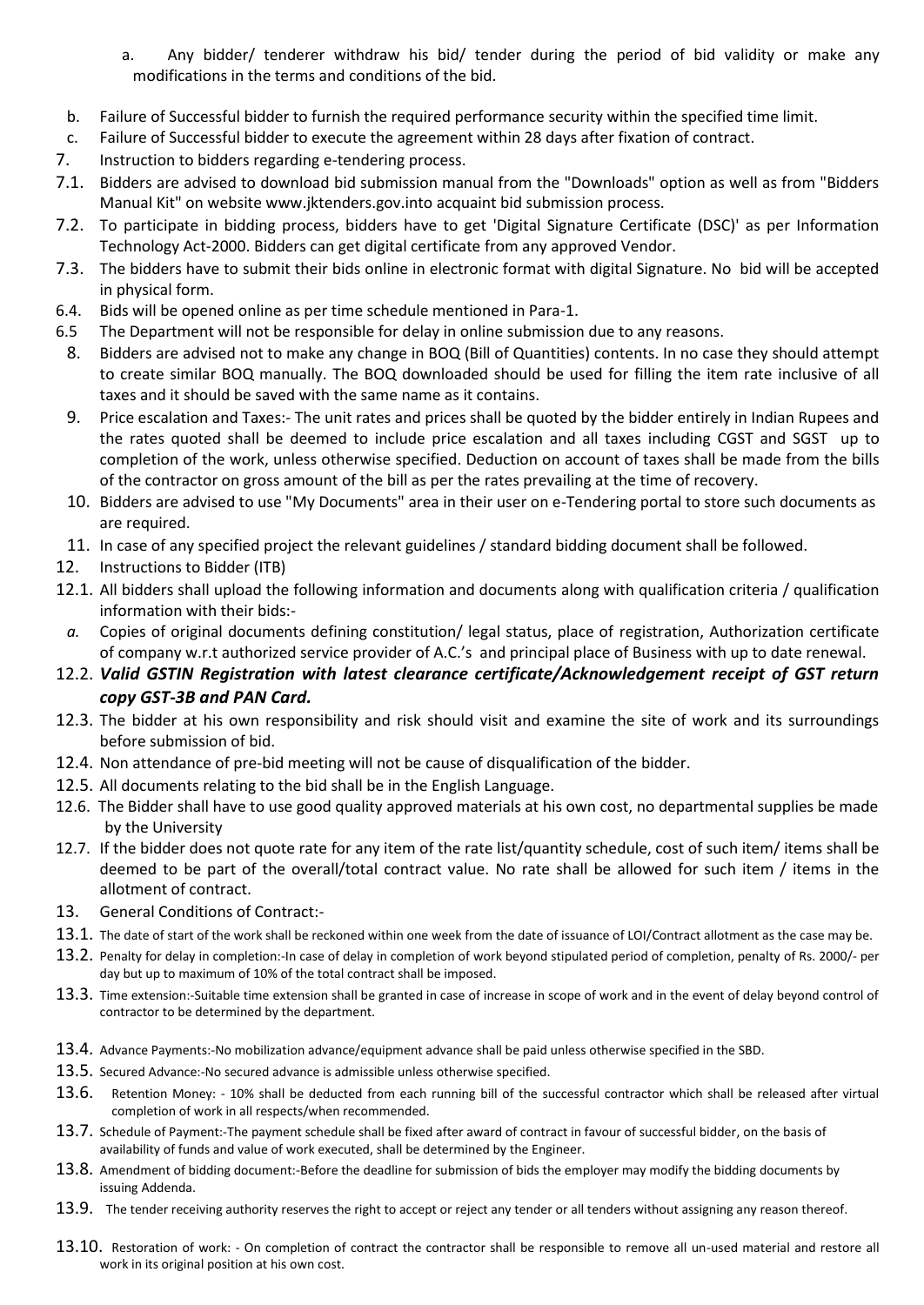a. Any bidder/ tenderer withdraw his bid/ tender during the period of bid validity or make any modifications in the terms and conditions of the bid.

b. Failure of Successful bidder to furnish the required performance security within the specified time limit.

c. Failure of Successful bidder to execute the agreement within 28 days after fixation of contract.

7. Instruction to bidders regarding e-tendering process.

7.1. Bidders are advised to download bid submission manual from the "Downloads" option as well as from "Bidders Manual Kit" on website www.jktenders.gov.into acquaint bid submission process.

7.2. To participate in bidding process, bidders have to get 'Digital Signature Certificate (DSC)' as per Information Technology Act-2000. Bidders can get digital certificate from any approved Vendor.

7.3. The bidders have to submit their bids online in electronic format with digital Signature. No bid will be accepted in physical form.

6.4. Bids will be opened online as per time schedule mentioned in Para-1.

6.5 The Department will not be responsible for delay in online submission due to any reasons.

8. Bidders are advised not to make any change in BOQ (Bill of Quantities) contents. In no case they should attempt to create similar BOQ manually. The BOQ downloaded should be used for filling the item rate inclusive of all taxes and it should be saved with the same name as it contains.

9. Price escalation and Taxes:- The unit rates and prices shall be quoted by the bidder entirely in Indian Rupees and the rates quoted shall be deemed to include price escalation and all taxes including CGST and SGST up to completion of the work, unless otherwise specified. Deduction on account of taxes shall be made from the bills of the contractor on gross amount of the bill as per the rates prevailing at the time of recovery.

10. Bidders are advised to use "My Documents" area in their user on e-Tendering portal to store such documents as are required.

11. In case of any specified project the relevant guidelines / standard bidding document shall be followed.

12. Instructions to Bidder (ITB)

12.1. All bidders shall upload the following information and documents along with qualification criteria / qualification information with their bids:-

*a.* Copies of original documents defining constitution/ legal status, place of registration, Authorization certificate of company w.r.t authorized service provider of A.C.'s and principal place of Business with up to date renewal.

12.2. ***Valid GSTIN Registration with latest clearance certificate/Acknowledgement receipt of GST return copy GST-3B and PAN Card.***

12.3. The bidder at his own responsibility and risk should visit and examine the site of work and its surroundings before submission of bid.

12.4. Non attendance of pre-bid meeting will not be cause of disqualification of the bidder.

12.5. All documents relating to the bid shall be in the English Language.

12.6. The Bidder shall have to use good quality approved materials at his own cost, no departmental supplies be made by the University

12.7. If the bidder does not quote rate for any item of the rate list/quantity schedule, cost of such item/ items shall be deemed to be part of the overall/total contract value. No rate shall be allowed for such item / items in the allotment of contract.

13. General Conditions of Contract:-

13.1. The date of start of the work shall be reckoned within one week from the date of issuance of LOI/Contract allotment as the case may be.

13.2. Penalty for delay in completion:-In case of delay in completion of work beyond stipulated period of completion, penalty of Rs. 2000/- per day but up to maximum of 10% of the total contract shall be imposed.

13.3. Time extension:-Suitable time extension shall be granted in case of increase in scope of work and in the event of delay beyond control of contractor to be determined by the department.

13.4. Advance Payments:-No mobilization advance/equipment advance shall be paid unless otherwise specified in the SBD.

13.5. Secured Advance:-No secured advance is admissible unless otherwise specified.

13.6. Retention Money: - 10% shall be deducted from each running bill of the successful contractor which shall be released after virtual completion of work in all respects/when recommended.

13.7. Schedule of Payment:-The payment schedule shall be fixed after award of contract in favour of successful bidder, on the basis of availability of funds and value of work executed, shall be determined by the Engineer.

13.8. Amendment of bidding document:-Before the deadline for submission of bids the employer may modify the bidding documents by issuing Addenda.

13.9. The tender receiving authority reserves the right to accept or reject any tender or all tenders without assigning any reason thereof.

13.10. Restoration of work: - On completion of contract the contractor shall be responsible to remove all un-used material and restore all work in its original position at his own cost.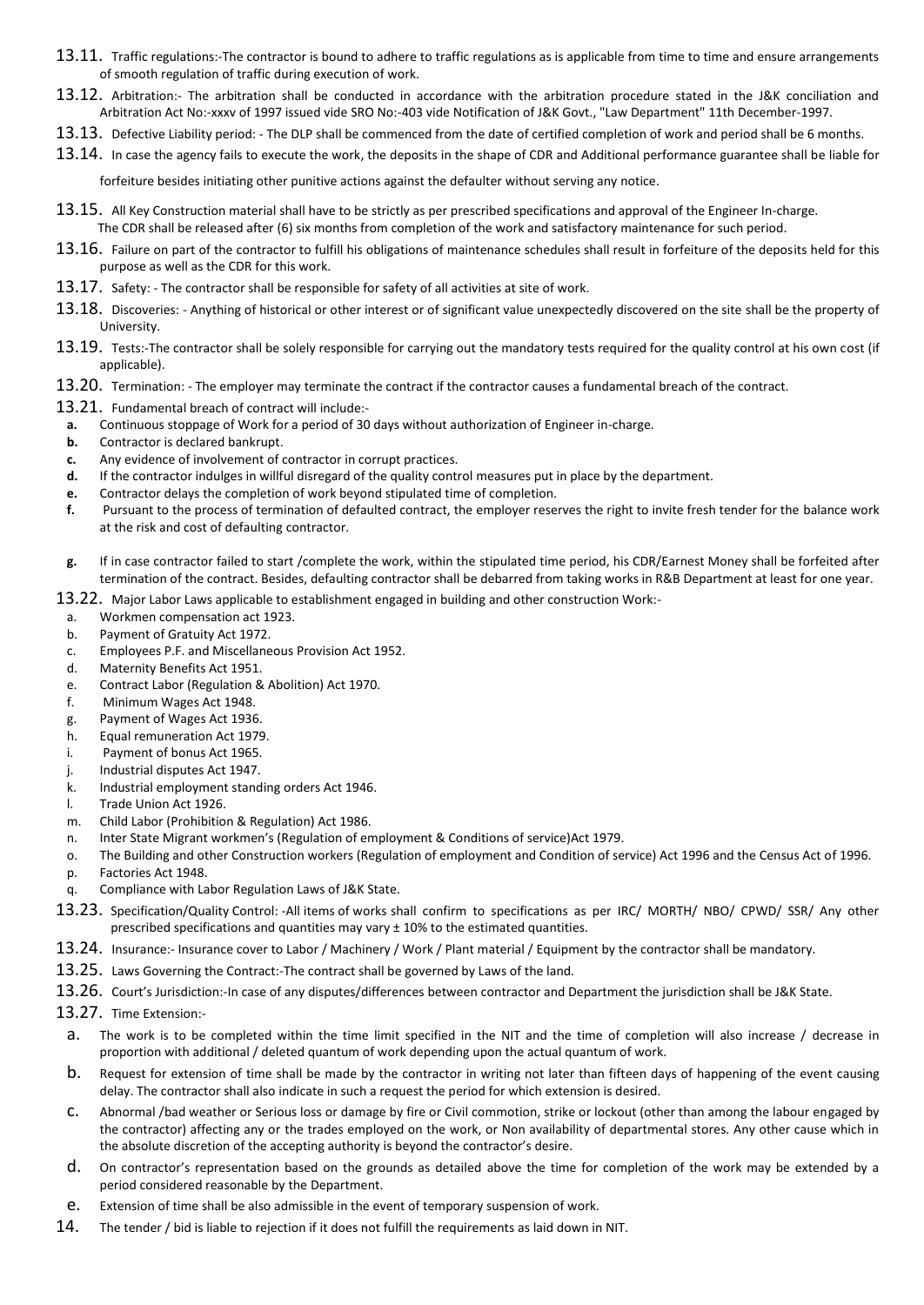13.11. Traffic regulations:-The contractor is bound to adhere to traffic regulations as is applicable from time to time and ensure arrangements of smooth regulation of traffic during execution of work.

13.12. Arbitration:- The arbitration shall be conducted in accordance with the arbitration procedure stated in the J&K conciliation and Arbitration Act No:-xxxv of 1997 issued vide SRO No:-403 vide Notification of J&K Govt., "Law Department" 11th December-1997.

13.13. Defective Liability period: - The DLP shall be commenced from the date of certified completion of work and period shall be 6 months.

13.14. In case the agency fails to execute the work, the deposits in the shape of CDR and Additional performance guarantee shall be liable for forfeiture besides initiating other punitive actions against the defaulter without serving any notice.

13.15. All Key Construction material shall have to be strictly as per prescribed specifications and approval of the Engineer In-charge. The CDR shall be released after (6) six months from completion of the work and satisfactory maintenance for such period.

13.16. Failure on part of the contractor to fulfill his obligations of maintenance schedules shall result in forfeiture of the deposits held for this purpose as well as the CDR for this work.

13.17. Safety: - The contractor shall be responsible for safety of all activities at site of work.

13.18. Discoveries: - Anything of historical or other interest or of significant value unexpectedly discovered on the site shall be the property of University.

13.19. Tests:-The contractor shall be solely responsible for carrying out the mandatory tests required for the quality control at his own cost (if applicable).

13.20. Termination: - The employer may terminate the contract if the contractor causes a fundamental breach of the contract.

13.21. Fundamental breach of contract will include:-

- **a.** Continuous stoppage of Work for a period of 30 days without authorization of Engineer in-charge.
- **b.** Contractor is declared bankrupt.
- **c.** Any evidence of involvement of contractor in corrupt practices.
- **d.** If the contractor indulges in willful disregard of the quality control measures put in place by the department.
- **e.** Contractor delays the completion of work beyond stipulated time of completion.
- **f.** Pursuant to the process of termination of defaulted contract, the employer reserves the right to invite fresh tender for the balance work at the risk and cost of defaulting contractor.
- **g.** If in case contractor failed to start /complete the work, within the stipulated time period, his CDR/Earnest Money shall be forfeited after termination of the contract. Besides, defaulting contractor shall be debarred from taking works in R&B Department at least for one year.

13.22. Major Labor Laws applicable to establishment engaged in building and other construction Work:-

- a. Workmen compensation act 1923.
- b. Payment of Gratuity Act 1972.
- c. Employees P.F. and Miscellaneous Provision Act 1952.
- d. Maternity Benefits Act 1951.
- e. Contract Labor (Regulation & Abolition) Act 1970.
- f. Minimum Wages Act 1948.
- g. Payment of Wages Act 1936.
- h. Equal remuneration Act 1979.
- i. Payment of bonus Act 1965.
- j. Industrial disputes Act 1947.
- k. Industrial employment standing orders Act 1946.
- l. Trade Union Act 1926.
- m. Child Labor (Prohibition & Regulation) Act 1986.
- n. Inter State Migrant workmen's (Regulation of employment & Conditions of service)Act 1979.
- o. The Building and other Construction workers (Regulation of employment and Condition of service) Act 1996 and the Census Act of 1996.
- p. Factories Act 1948.
- q. Compliance with Labor Regulation Laws of J&K State.

13.23. Specification/Quality Control: -All items of works shall confirm to specifications as per IRC/ MORTH/ NBO/ CPWD/ SSR/ Any other prescribed specifications and quantities may vary ± 10% to the estimated quantities.

13.24. Insurance:- Insurance cover to Labor / Machinery / Work / Plant material / Equipment by the contractor shall be mandatory.

13.25. Laws Governing the Contract:-The contract shall be governed by Laws of the land.

13.26. Court's Jurisdiction:-In case of any disputes/differences between contractor and Department the jurisdiction shall be J&K State.

13.27. Time Extension:-

- a. The work is to be completed within the time limit specified in the NIT and the time of completion will also increase / decrease in proportion with additional / deleted quantum of work depending upon the actual quantum of work.
- b. Request for extension of time shall be made by the contractor in writing not later than fifteen days of happening of the event causing delay. The contractor shall also indicate in such a request the period for which extension is desired.
- c. Abnormal /bad weather or Serious loss or damage by fire or Civil commotion, strike or lockout (other than among the labour engaged by the contractor) affecting any or the trades employed on the work, or Non availability of departmental stores. Any other cause which in the absolute discretion of the accepting authority is beyond the contractor's desire.
- d. On contractor's representation based on the grounds as detailed above the time for completion of the work may be extended by a period considered reasonable by the Department.
- e. Extension of time shall be also admissible in the event of temporary suspension of work.

14. The tender / bid is liable to rejection if it does not fulfill the requirements as laid down in NIT.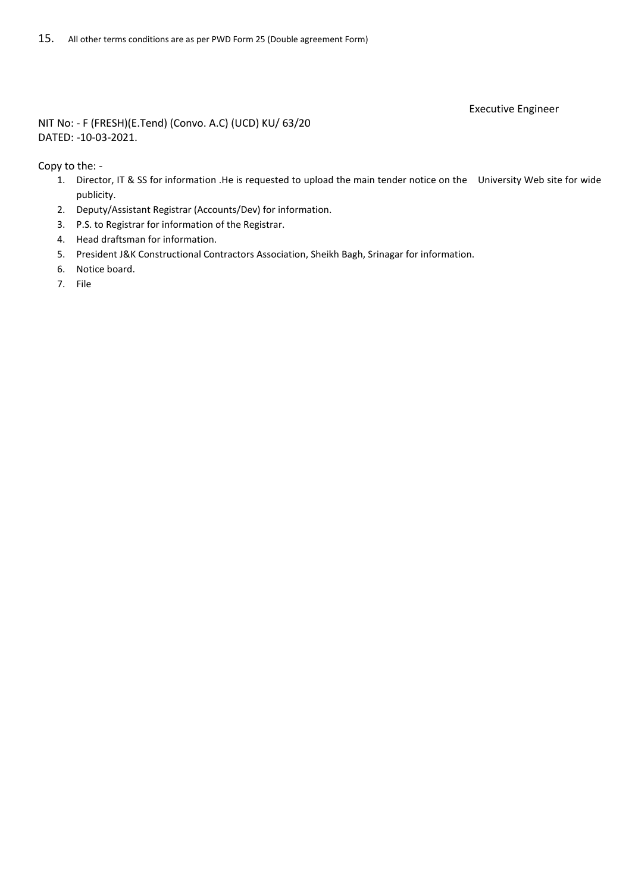15. All other terms conditions are as per PWD Form 25 (Double agreement Form)

Executive Engineer

NIT No: - F (FRESH)(E.Tend) (Convo. A.C) (UCD) KU/ 63/20
DATED: -10-03-2021.

Copy to the: -

1. Director, IT & SS for information .He is requested to upload the main tender notice on the University Web site for wide publicity.
2. Deputy/Assistant Registrar (Accounts/Dev) for information.
3. P.S. to Registrar for information of the Registrar.
4. Head draftsman for information.
5. President J&K Constructional Contractors Association, Sheikh Bagh, Srinagar for information.
6. Notice board.
7. File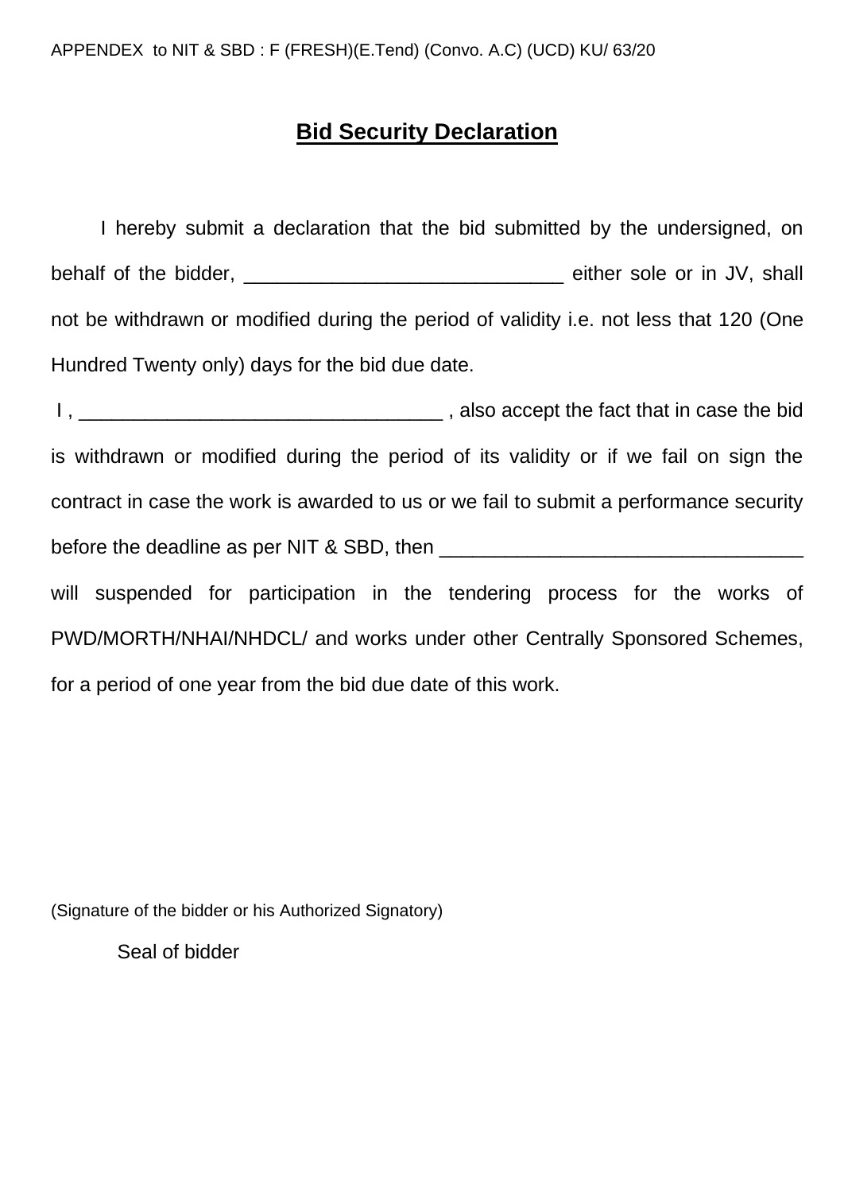APPENDEX  to NIT & SBD : F (FRESH)(E.Tend) (Convo. A.C) (UCD) KU/ 63/20

## Bid Security Declaration

I hereby submit a declaration that the bid submitted by the undersigned, on behalf of the bidder, _____________________________ either sole or in JV, shall not be withdrawn or modified during the period of validity i.e. not less that 120 (One Hundred Twenty only) days for the bid due date.

I , _________________________________ , also accept the fact that in case the bid is withdrawn or modified during the period of its validity or if we fail on sign the contract in case the work is awarded to us or we fail to submit a performance security before the deadline as per NIT & SBD, then ________________________________ will suspended for participation in the tendering process for the works of PWD/MORTH/NHAI/NHDCL/ and works under other Centrally Sponsored Schemes, for a period of one year from the bid due date of this work.

(Signature of the bidder or his Authorized Signatory)

Seal of bidder